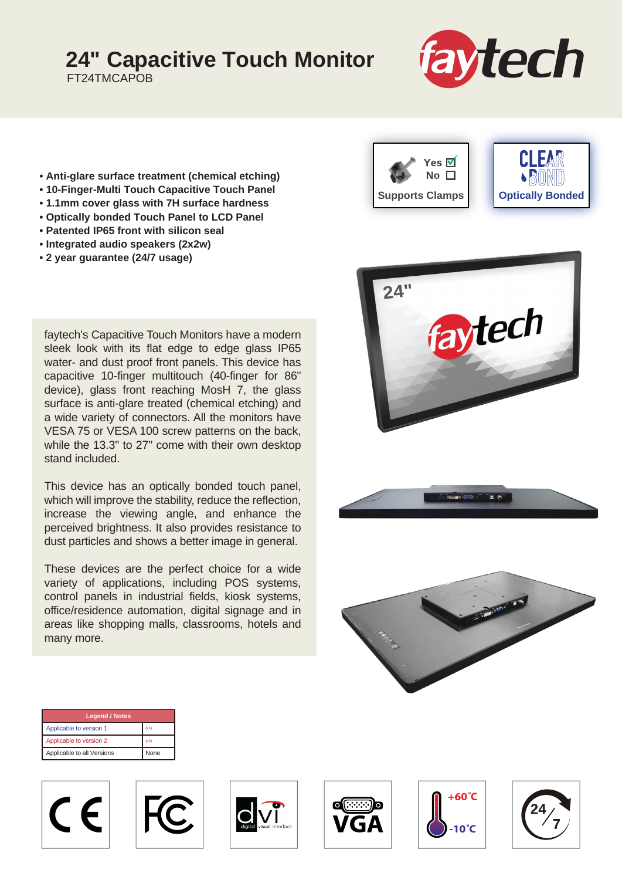# 24" Capacitive Touch Monitor

FT24TMCAPOB

- Anti-glare surface treatment (chemical etching)
- 10-Finger-Multi Touch Capacitive Touch Panel
- 1.1mm cover glass with 7H surface hardness
- Optically bonded Touch Panel to LCD Panel
- Patented IP65 front with silicon seal
- Integrated audio speakers (2x2w)
- 2 year guarantee (24/7 usage)

Supports Clamps: Yes ☑ No ☐

Optically Bonded

faytech's Capacitive Touch Monitors have a modern sleek look with its flat edge to edge glass IP65 water- and dust proof front panels. This device has capacitive 10-finger multitouch (40-finger for 86" device), glass front reaching MosH 7, the glass surface is anti-glare treated (chemical etching) and a wide variety of connectors. All the monitors have VESA 75 or VESA 100 screw patterns on the back, while the 13.3" to 27" come with their own desktop stand included.

This device has an optically bonded touch panel, which will improve the stability, reduce the reflection, increase the viewing angle, and enhance the perceived brightness. It also provides resistance to dust particles and shows a better image in general.

These devices are the perfect choice for a wide variety of applications, including POS systems, control panels in industrial fields, kiosk systems, office/residence automation, digital signage and in areas like shopping malls, classrooms, hotels and many more.

| Legend / Notes | |
|---|---|
| Applicable to version 1 | (v1) |
| Applicable to version 2 | (v2) |
| Applicable to all Versions | None |

+60°C -10°C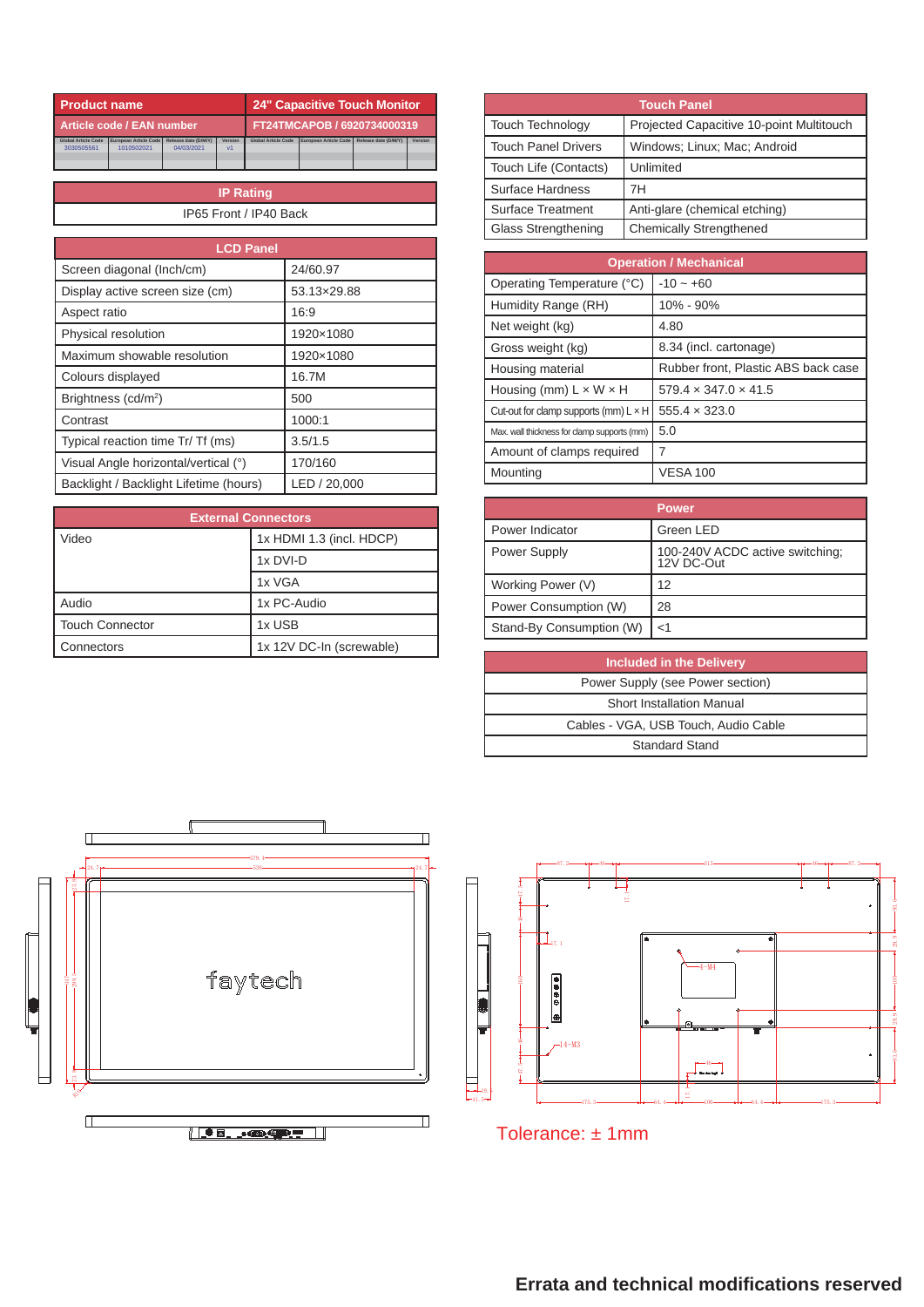| Product name | 24" Capacitive Touch Monitor |
|---|---|
| Article code / EAN number | FT24TMCAPOB / 6920734000319 |

| Global Article Code | European Article Code | Release date (D/M/Y) | Version | Global Article Code | European Article Code | Release date (D/M/Y) | Version |
|---|---|---|---|---|---|---|---|
| 3030505561 | 1010502021 | 04/03/2021 | v1 | | | | |

| IP Rating |
|---|
| IP65 Front / IP40 Back |

| LCD Panel | |
|---|---|
| Screen diagonal (Inch/cm) | 24/60.97 |
| Display active screen size (cm) | 53.13×29.88 |
| Aspect ratio | 16:9 |
| Physical resolution | 1920×1080 |
| Maximum showable resolution | 1920×1080 |
| Colours displayed | 16.7M |
| Brightness (cd/m²) | 500 |
| Contrast | 1000:1 |
| Typical reaction time Tr/ Tf (ms) | 3.5/1.5 |
| Visual Angle horizontal/vertical (°) | 170/160 |
| Backlight / Backlight Lifetime (hours) | LED / 20,000 |

| External Connectors | |
|---|---|
| Video | 1x HDMI 1.3 (incl. HDCP) |
| | 1x DVI-D |
| | 1x VGA |
| Audio | 1x PC-Audio |
| Touch Connector | 1x USB |
| Connectors | 1x 12V DC-In (screwable) |

| Touch Panel | |
|---|---|
| Touch Technology | Projected Capacitive 10-point Multitouch |
| Touch Panel Drivers | Windows; Linux; Mac; Android |
| Touch Life (Contacts) | Unlimited |
| Surface Hardness | 7H |
| Surface Treatment | Anti-glare (chemical etching) |
| Glass Strengthening | Chemically Strengthened |

| Operation / Mechanical | |
|---|---|
| Operating Temperature (°C) | -10 ~ +60 |
| Humidity Range (RH) | 10% - 90% |
| Net weight (kg) | 4.80 |
| Gross weight (kg) | 8.34 (incl. cartonage) |
| Housing material | Rubber front, Plastic ABS back case |
| Housing (mm) L × W × H | 579.4 × 347.0 × 41.5 |
| Cut-out for clamp supports (mm) L × H | 555.4 × 323.0 |
| Max. wall thickness for clamp supports (mm) | 5.0 |
| Amount of clamps required | 7 |
| Mounting | VESA 100 |

| Power | |
|---|---|
| Power Indicator | Green LED |
| Power Supply | 100-240V ACDC active switching; 12V DC-Out |
| Working Power (V) | 12 |
| Power Consumption (W) | 28 |
| Stand-By Consumption (W) | <1 |

| Included in the Delivery |
|---|
| Power Supply (see Power section) |
| Short Installation Manual |
| Cables - VGA, USB Touch, Audio Cable |
| Standard Stand |

Tolerance: ± 1mm

**Errata and technical modifications reserved**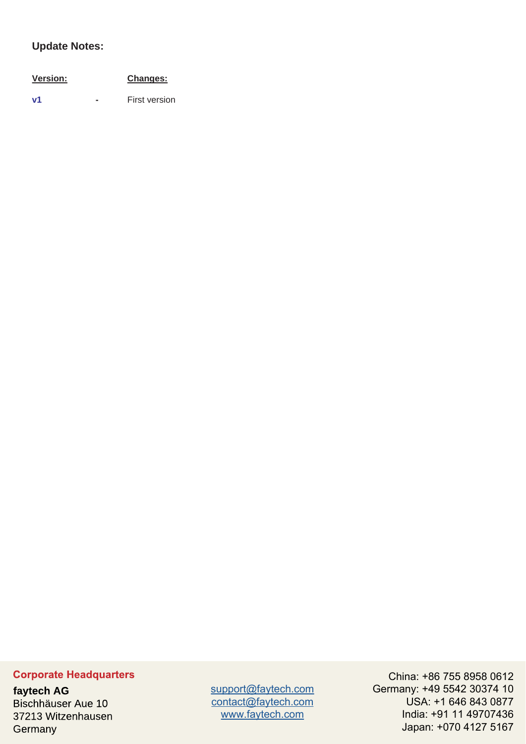### Update Notes:

| **Version:** | | **Changes:** |
|---|---|---|
| **v1** | - | First version |

**Corporate Headquarters**

**faytech AG**
Bischhäuser Aue 10
37213 Witzenhausen
Germany

support@faytech.com
contact@faytech.com
www.faytech.com

China: +86 755 8958 0612
Germany: +49 5542 30374 10
USA: +1 646 843 0877
India: +91 11 49707436
Japan: +070 4127 5167